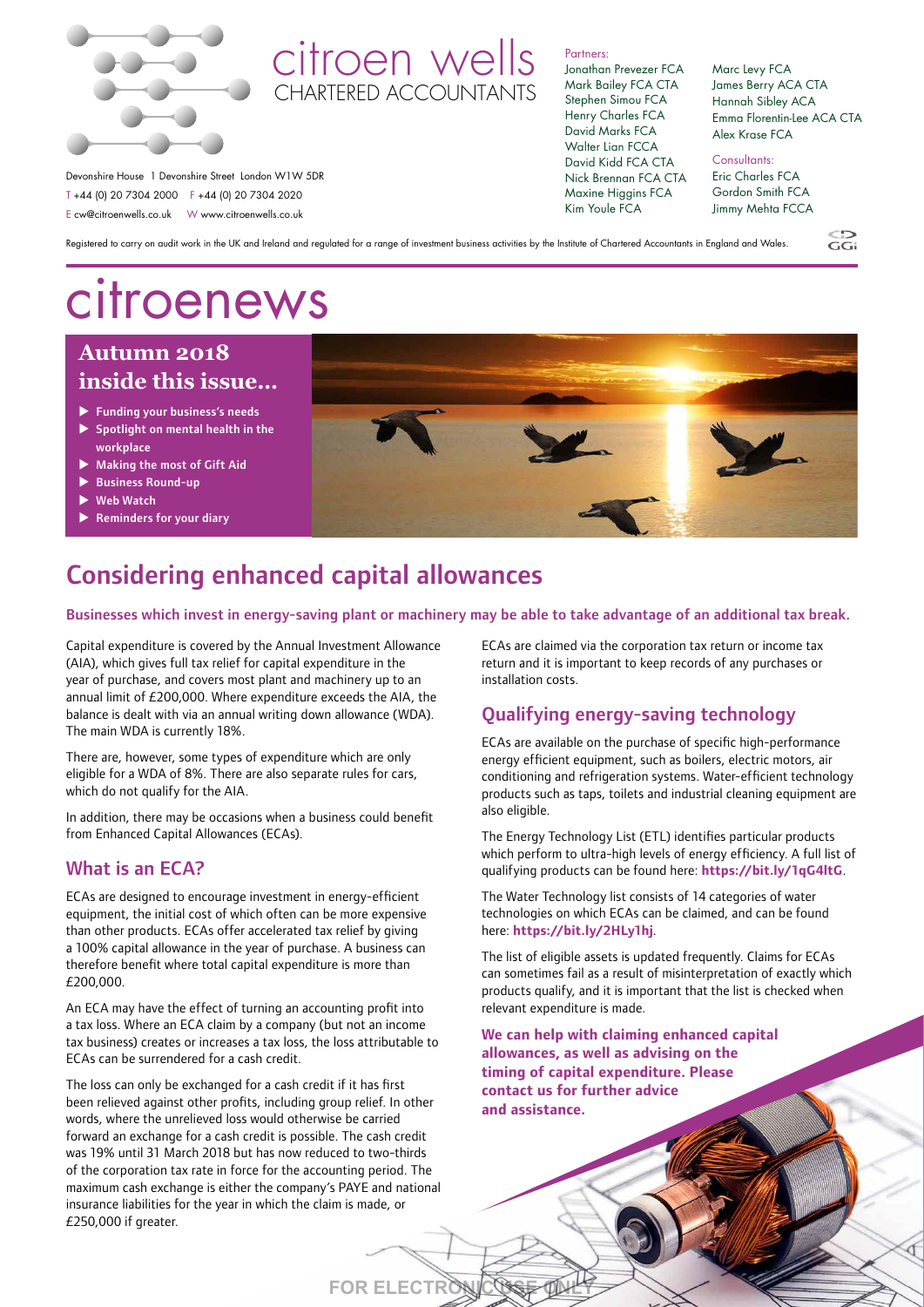# citroen wells

CHARTERED ACCOUNTANTS

Devonshire House 1 Devonshire Street London W1W 5DR
T +44 (0) 20 7304 2000 F +44 (0) 20 7304 2020
E cw@citroenwells.co.uk W www.citroenwells.co.uk

Partners:
Jonathan Prevezer FCA
Mark Bailey FCA CTA
Stephen Simou FCA
Henry Charles FCA
David Marks FCA
Walter Lian FCCA
David Kidd FCA CTA
Nick Brennan FCA CTA
Maxine Higgins FCA
Kim Youle FCA
Marc Levy FCA
James Berry ACA CTA
Hannah Sibley ACA
Emma Florentin-Lee ACA CTA
Alex Krase FCA

Consultants:
Eric Charles FCA
Gordon Smith FCA
Jimmy Mehta FCCA

Registered to carry on audit work in the UK and Ireland and regulated for a range of investment business activities by the Institute of Chartered Accountants in England and Wales.

# citroenews

## Autumn 2018 inside this issue...

- Funding your business's needs
- Spotlight on mental health in the workplace
- Making the most of Gift Aid
- Business Round-up
- Web Watch
- Reminders for your diary

## Considering enhanced capital allowances

**Businesses which invest in energy-saving plant or machinery may be able to take advantage of an additional tax break.**

Capital expenditure is covered by the Annual Investment Allowance (AIA), which gives full tax relief for capital expenditure in the year of purchase, and covers most plant and machinery up to an annual limit of £200,000. Where expenditure exceeds the AIA, the balance is dealt with via an annual writing down allowance (WDA). The main WDA is currently 18%.

There are, however, some types of expenditure which are only eligible for a WDA of 8%. There are also separate rules for cars, which do not qualify for the AIA.

In addition, there may be occasions when a business could benefit from Enhanced Capital Allowances (ECAs).

### What is an ECA?

ECAs are designed to encourage investment in energy-efficient equipment, the initial cost of which often can be more expensive than other products. ECAs offer accelerated tax relief by giving a 100% capital allowance in the year of purchase. A business can therefore benefit where total capital expenditure is more than £200,000.

An ECA may have the effect of turning an accounting profit into a tax loss. Where an ECA claim by a company (but not an income tax business) creates or increases a tax loss, the loss attributable to ECAs can be surrendered for a cash credit.

The loss can only be exchanged for a cash credit if it has first been relieved against other profits, including group relief. In other words, where the unrelieved loss would otherwise be carried forward an exchange for a cash credit is possible. The cash credit was 19% until 31 March 2018 but has now reduced to two-thirds of the corporation tax rate in force for the accounting period. The maximum cash exchange is either the company's PAYE and national insurance liabilities for the year in which the claim is made, or £250,000 if greater.

ECAs are claimed via the corporation tax return or income tax return and it is important to keep records of any purchases or installation costs.

### Qualifying energy-saving technology

ECAs are available on the purchase of specific high-performance energy efficient equipment, such as boilers, electric motors, air conditioning and refrigeration systems. Water-efficient technology products such as taps, toilets and industrial cleaning equipment are also eligible.

The Energy Technology List (ETL) identifies particular products which perform to ultra-high levels of energy efficiency. A full list of qualifying products can be found here: **https://bit.ly/1qG4ltG**.

The Water Technology list consists of 14 categories of water technologies on which ECAs can be claimed, and can be found here: **https://bit.ly/2HLy1hj**.

The list of eligible assets is updated frequently. Claims for ECAs can sometimes fail as a result of misinterpretation of exactly which products qualify, and it is important that the list is checked when relevant expenditure is made.

**We can help with claiming enhanced capital allowances, as well as advising on the timing of capital expenditure. Please contact us for further advice and assistance.**

FOR ELECTRONIC USE ONLY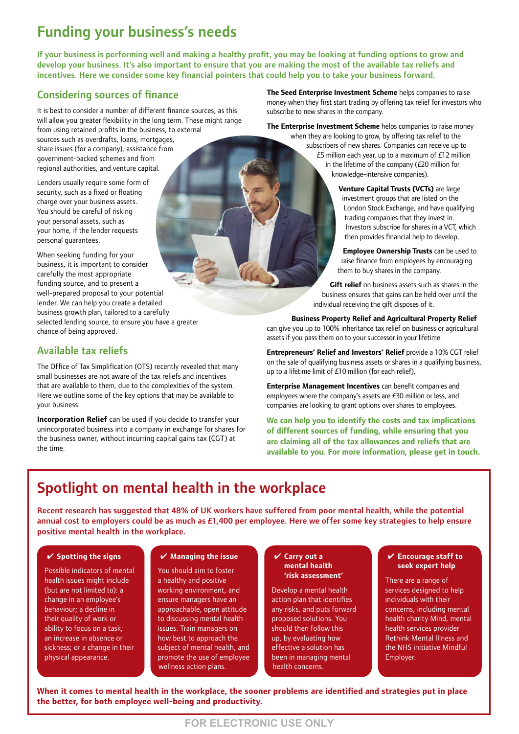# Funding your business's needs

**If your business is performing well and making a healthy profit, you may be looking at funding options to grow and develop your business. It's also important to ensure that you are making the most of the available tax reliefs and incentives. Here we consider some key financial pointers that could help you to take your business forward.**

## Considering sources of finance

It is best to consider a number of different finance sources, as this will allow you greater flexibility in the long term. These might range from using retained profits in the business, to external sources such as overdrafts, loans, mortgages, share issues (for a company), assistance from government-backed schemes and from regional authorities, and venture capital.

Lenders usually require some form of security, such as a fixed or floating charge over your business assets. You should be careful of risking your personal assets, such as your home, if the lender requests personal guarantees.

When seeking funding for your business, it is important to consider carefully the most appropriate funding source, and to present a well-prepared proposal to your potential lender. We can help you create a detailed business growth plan, tailored to a carefully selected lending source, to ensure you have a greater chance of being approved.

## Available tax reliefs

The Office of Tax Simplification (OTS) recently revealed that many small businesses are not aware of the tax reliefs and incentives that are available to them, due to the complexities of the system. Here we outline some of the key options that may be available to your business:

**Incorporation Relief** can be used if you decide to transfer your unincorporated business into a company in exchange for shares for the business owner, without incurring capital gains tax (CGT) at the time.

**The Seed Enterprise Investment Scheme** helps companies to raise money when they first start trading by offering tax relief for investors who subscribe to new shares in the company.

**The Enterprise Investment Scheme** helps companies to raise money when they are looking to grow, by offering tax relief to the subscribers of new shares. Companies can receive up to £5 million each year, up to a maximum of £12 million in the lifetime of the company (£20 million for knowledge-intensive companies).

**Venture Capital Trusts (VCTs)** are large investment groups that are listed on the London Stock Exchange, and have qualifying trading companies that they invest in. Investors subscribe for shares in a VCT, which then provides financial help to develop.

**Employee Ownership Trusts** can be used to raise finance from employees by encouraging them to buy shares in the company.

**Gift relief** on business assets such as shares in the business ensures that gains can be held over until the individual receiving the gift disposes of it.

**Business Property Relief and Agricultural Property Relief** can give you up to 100% inheritance tax relief on business or agricultural assets if you pass them on to your successor in your lifetime.

**Entrepreneurs' Relief and Investors' Relief** provide a 10% CGT relief on the sale of qualifying business assets or shares in a qualifying business, up to a lifetime limit of £10 million (for each relief).

**Enterprise Management Incentives** can benefit companies and employees where the company's assets are £30 million or less, and companies are looking to grant options over shares to employees.

**We can help you to identify the costs and tax implications of different sources of funding, while ensuring that you are claiming all of the tax allowances and reliefs that are available to you. For more information, please get in touch.**

# Spotlight on mental health in the workplace

**Recent research has suggested that 48% of UK workers have suffered from poor mental health, while the potential annual cost to employers could be as much as £1,400 per employee. Here we offer some key strategies to help ensure positive mental health in the workplace.**

### ✔ Spotting the signs

Possible indicators of mental health issues might include (but are not limited to): a change in an employee's behaviour; a decline in their quality of work or ability to focus on a task; an increase in absence or sickness; or a change in their physical appearance.

### ✔ Managing the issue

You should aim to foster a healthy and positive working environment, and ensure managers have an approachable, open attitude to discussing mental health issues. Train managers on how best to approach the subject of mental health, and promote the use of employee wellness action plans.

### ✔ Carry out a mental health 'risk assessment'

Develop a mental health action plan that identifies any risks, and puts forward proposed solutions. You should then follow this up, by evaluating how effective a solution has been in managing mental health concerns.

### ✔ Encourage staff to seek expert help

There are a range of services designed to help individuals with their concerns, including mental health charity Mind, mental health services provider Rethink Mental Illness and the NHS initiative Mindful Employer.

**When it comes to mental health in the workplace, the sooner problems are identified and strategies put in place the better, for both employee well-being and productivity.**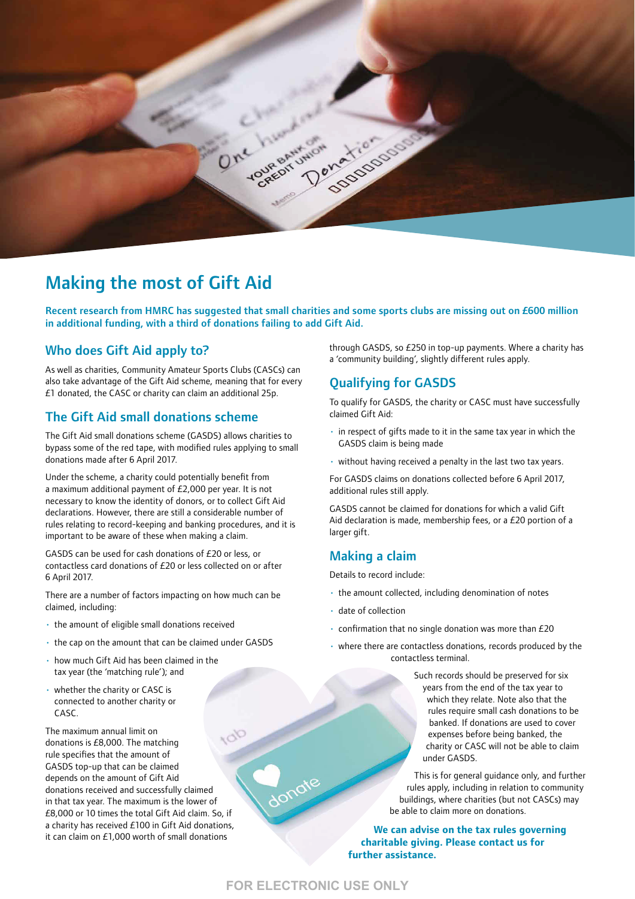# Making the most of Gift Aid

**Recent research from HMRC has suggested that small charities and some sports clubs are missing out on £600 million in additional funding, with a third of donations failing to add Gift Aid.**

## Who does Gift Aid apply to?

As well as charities, Community Amateur Sports Clubs (CASCs) can also take advantage of the Gift Aid scheme, meaning that for every £1 donated, the CASC or charity can claim an additional 25p.

## The Gift Aid small donations scheme

The Gift Aid small donations scheme (GASDS) allows charities to bypass some of the red tape, with modified rules applying to small donations made after 6 April 2017.

Under the scheme, a charity could potentially benefit from a maximum additional payment of £2,000 per year. It is not necessary to know the identity of donors, or to collect Gift Aid declarations. However, there are still a considerable number of rules relating to record-keeping and banking procedures, and it is important to be aware of these when making a claim.

GASDS can be used for cash donations of £20 or less, or contactless card donations of £20 or less collected on or after 6 April 2017.

There are a number of factors impacting on how much can be claimed, including:

- the amount of eligible small donations received
- the cap on the amount that can be claimed under GASDS
- how much Gift Aid has been claimed in the tax year (the 'matching rule'); and
- whether the charity or CASC is connected to another charity or CASC.

The maximum annual limit on donations is £8,000. The matching rule specifies that the amount of GASDS top-up that can be claimed depends on the amount of Gift Aid donations received and successfully claimed in that tax year. The maximum is the lower of £8,000 or 10 times the total Gift Aid claim. So, if a charity has received £100 in Gift Aid donations, it can claim on £1,000 worth of small donations through GASDS, so £250 in top-up payments. Where a charity has a 'community building', slightly different rules apply.

## Qualifying for GASDS

To qualify for GASDS, the charity or CASC must have successfully claimed Gift Aid:

- in respect of gifts made to it in the same tax year in which the GASDS claim is being made
- without having received a penalty in the last two tax years.

For GASDS claims on donations collected before 6 April 2017, additional rules still apply.

GASDS cannot be claimed for donations for which a valid Gift Aid declaration is made, membership fees, or a £20 portion of a larger gift.

## Making a claim

Details to record include:

- the amount collected, including denomination of notes
- date of collection
- confirmation that no single donation was more than £20
- where there are contactless donations, records produced by the contactless terminal.

Such records should be preserved for six years from the end of the tax year to which they relate. Note also that the rules require small cash donations to be banked. If donations are used to cover expenses before being banked, the charity or CASC will not be able to claim under GASDS.

This is for general guidance only, and further rules apply, including in relation to community buildings, where charities (but not CASCs) may be able to claim more on donations.

**We can advise on the tax rules governing charitable giving. Please contact us for further assistance.**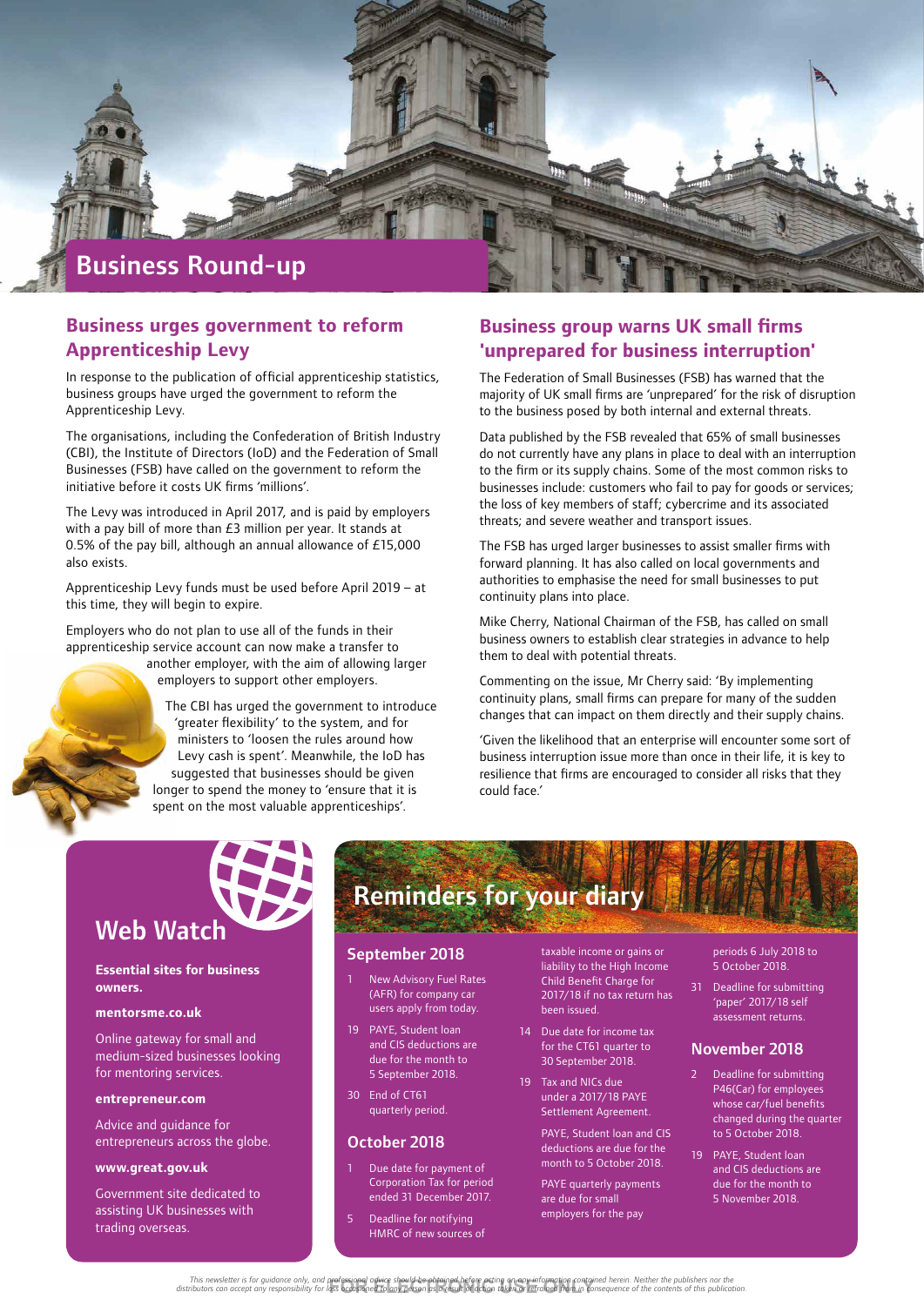# Business Round-up

## Business urges government to reform Apprenticeship Levy

In response to the publication of official apprenticeship statistics, business groups have urged the government to reform the Apprenticeship Levy.

The organisations, including the Confederation of British Industry (CBI), the Institute of Directors (IoD) and the Federation of Small Businesses (FSB) have called on the government to reform the initiative before it costs UK firms 'millions'.

The Levy was introduced in April 2017, and is paid by employers with a pay bill of more than £3 million per year. It stands at 0.5% of the pay bill, although an annual allowance of £15,000 also exists.

Apprenticeship Levy funds must be used before April 2019 – at this time, they will begin to expire.

Employers who do not plan to use all of the funds in their apprenticeship service account can now make a transfer to another employer, with the aim of allowing larger employers to support other employers.

The CBI has urged the government to introduce 'greater flexibility' to the system, and for ministers to 'loosen the rules around how Levy cash is spent'. Meanwhile, the IoD has suggested that businesses should be given longer to spend the money to 'ensure that it is spent on the most valuable apprenticeships'.

## Business group warns UK small firms 'unprepared for business interruption'

The Federation of Small Businesses (FSB) has warned that the majority of UK small firms are 'unprepared' for the risk of disruption to the business posed by both internal and external threats.

Data published by the FSB revealed that 65% of small businesses do not currently have any plans in place to deal with an interruption to the firm or its supply chains. Some of the most common risks to businesses include: customers who fail to pay for goods or services; the loss of key members of staff; cybercrime and its associated threats; and severe weather and transport issues.

The FSB has urged larger businesses to assist smaller firms with forward planning. It has also called on local governments and authorities to emphasise the need for small businesses to put continuity plans into place.

Mike Cherry, National Chairman of the FSB, has called on small business owners to establish clear strategies in advance to help them to deal with potential threats.

Commenting on the issue, Mr Cherry said: 'By implementing continuity plans, small firms can prepare for many of the sudden changes that can impact on them directly and their supply chains.

'Given the likelihood that an enterprise will encounter some sort of business interruption issue more than once in their life, it is key to resilience that firms are encouraged to consider all risks that they could face.'

## Web Watch

**Essential sites for business owners.**

**mentorsme.co.uk**

Online gateway for small and medium-sized businesses looking for mentoring services.

**entrepreneur.com**

Advice and guidance for entrepreneurs across the globe.

**www.great.gov.uk**

Government site dedicated to assisting UK businesses with trading overseas.

## Reminders for your diary

### September 2018

- 1 New Advisory Fuel Rates (AFR) for company car users apply from today.
- 19 PAYE, Student loan and CIS deductions are due for the month to 5 September 2018.
- 30 End of CT61 quarterly period.

### October 2018

- 1 Due date for payment of Corporation Tax for period ended 31 December 2017.
- 5 Deadline for notifying HMRC of new sources of taxable income or gains or liability to the High Income Child Benefit Charge for 2017/18 if no tax return has been issued.
- 14 Due date for income tax for the CT61 quarter to 30 September 2018.
- 19 Tax and NICs due under a 2017/18 PAYE Settlement Agreement.

  PAYE, Student loan and CIS deductions are due for the month to 5 October 2018.

  PAYE quarterly payments are due for small employers for the pay periods 6 July 2018 to 5 October 2018.
- 31 Deadline for submitting 'paper' 2017/18 self assessment returns.

### November 2018

- 2 Deadline for submitting P46(Car) for employees whose car/fuel benefits changed during the quarter to 5 October 2018.
- 19 PAYE, Student loan and CIS deductions are due for the month to 5 November 2018.

*This newsletter is for guidance only, and professional advice should be obtained before acting on any information contained herein. Neither the publishers nor the distributors can accept any responsibility for loss occasioned to any person as a result of action taken or refrained from in consequence of the contents of this publication.*